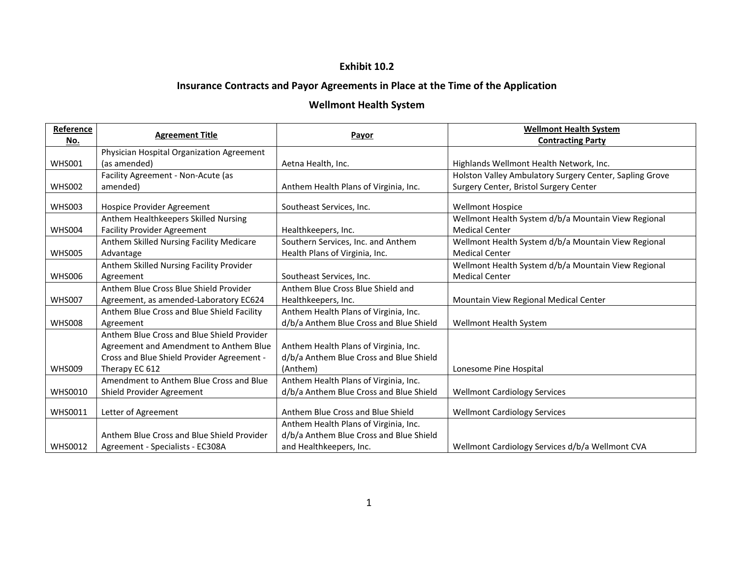# Exhibit 10.2

## Insurance Contracts and Payor Agreements in Place at the Time of the Application

## Wellmont Health System

| Reference No. | Agreement Title | Payor | Wellmont Health System Contracting Party |
|---|---|---|---|
| WHS001 | Physician Hospital Organization Agreement (as amended) | Aetna Health, Inc. | Highlands Wellmont Health Network, Inc. |
| WHS002 | Facility Agreement - Non-Acute (as amended) | Anthem Health Plans of Virginia, Inc. | Holston Valley Ambulatory Surgery Center, Sapling Grove Surgery Center, Bristol Surgery Center |
| WHS003 | Hospice Provider Agreement | Southeast Services, Inc. | Wellmont Hospice |
| WHS004 | Anthem Healthkeepers Skilled Nursing Facility Provider Agreement | Healthkeepers, Inc. | Wellmont Health System d/b/a Mountain View Regional Medical Center |
| WHS005 | Anthem Skilled Nursing Facility Medicare Advantage | Southern Services, Inc. and Anthem Health Plans of Virginia, Inc. | Wellmont Health System d/b/a Mountain View Regional Medical Center |
| WHS006 | Anthem Skilled Nursing Facility Provider Agreement | Southeast Services, Inc. | Wellmont Health System d/b/a Mountain View Regional Medical Center |
| WHS007 | Anthem Blue Cross Blue Shield Provider Agreement, as amended-Laboratory EC624 | Anthem Blue Cross Blue Shield and Healthkeepers, Inc. | Mountain View Regional Medical Center |
| WHS008 | Anthem Blue Cross and Blue Shield Facility Agreement | Anthem Health Plans of Virginia, Inc. d/b/a Anthem Blue Cross and Blue Shield | Wellmont Health System |
| WHS009 | Anthem Blue Cross and Blue Shield Provider Agreement and Amendment to Anthem Blue Cross and Blue Shield Provider Agreement - Therapy EC 612 | Anthem Health Plans of Virginia, Inc. d/b/a Anthem Blue Cross and Blue Shield (Anthem) | Lonesome Pine Hospital |
| WHS0010 | Amendment to Anthem Blue Cross and Blue Shield Provider Agreement | Anthem Health Plans of Virginia, Inc. d/b/a Anthem Blue Cross and Blue Shield | Wellmont Cardiology Services |
| WHS0011 | Letter of Agreement | Anthem Blue Cross and Blue Shield | Wellmont Cardiology Services |
| WHS0012 | Anthem Blue Cross and Blue Shield Provider Agreement - Specialists - EC308A | Anthem Health Plans of Virginia, Inc. d/b/a Anthem Blue Cross and Blue Shield and Healthkeepers, Inc. | Wellmont Cardiology Services d/b/a Wellmont CVA |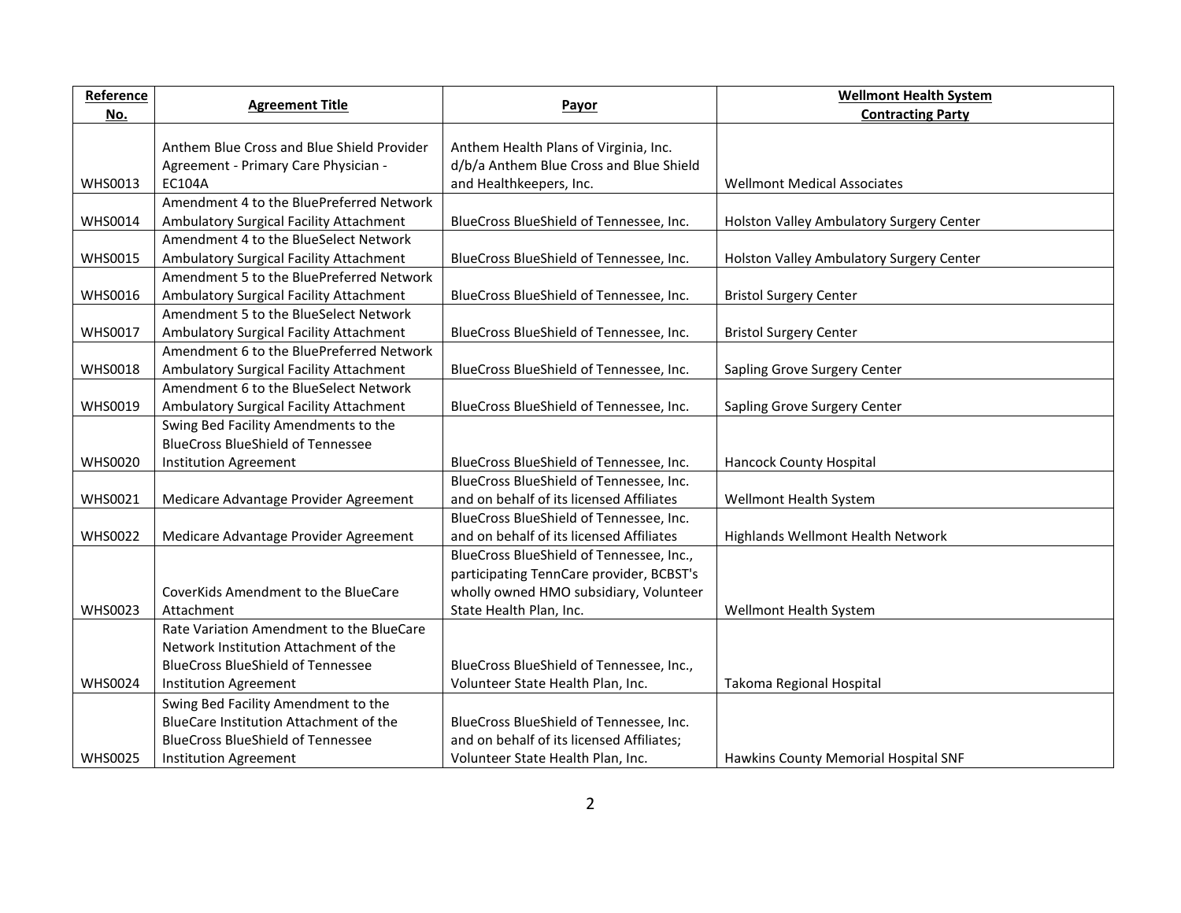| Reference No. | Agreement Title | Payor | Wellmont Health System Contracting Party |
|---|---|---|---|
| WHS0013 | Anthem Blue Cross and Blue Shield Provider Agreement - Primary Care Physician - EC104A | Anthem Health Plans of Virginia, Inc. d/b/a Anthem Blue Cross and Blue Shield and Healthkeepers, Inc. | Wellmont Medical Associates |
| WHS0014 | Amendment 4 to the BluePreferred Network Ambulatory Surgical Facility Attachment | BlueCross BlueShield of Tennessee, Inc. | Holston Valley Ambulatory Surgery Center |
| WHS0015 | Amendment 4 to the BlueSelect Network Ambulatory Surgical Facility Attachment | BlueCross BlueShield of Tennessee, Inc. | Holston Valley Ambulatory Surgery Center |
| WHS0016 | Amendment 5 to the BluePreferred Network Ambulatory Surgical Facility Attachment | BlueCross BlueShield of Tennessee, Inc. | Bristol Surgery Center |
| WHS0017 | Amendment 5 to the BlueSelect Network Ambulatory Surgical Facility Attachment | BlueCross BlueShield of Tennessee, Inc. | Bristol Surgery Center |
| WHS0018 | Amendment 6 to the BluePreferred Network Ambulatory Surgical Facility Attachment | BlueCross BlueShield of Tennessee, Inc. | Sapling Grove Surgery Center |
| WHS0019 | Amendment 6 to the BlueSelect Network Ambulatory Surgical Facility Attachment | BlueCross BlueShield of Tennessee, Inc. | Sapling Grove Surgery Center |
| WHS0020 | Swing Bed Facility Amendments to the BlueCross BlueShield of Tennessee Institution Agreement | BlueCross BlueShield of Tennessee, Inc. | Hancock County Hospital |
| WHS0021 | Medicare Advantage Provider Agreement | BlueCross BlueShield of Tennessee, Inc. and on behalf of its licensed Affiliates | Wellmont Health System |
| WHS0022 | Medicare Advantage Provider Agreement | BlueCross BlueShield of Tennessee, Inc. and on behalf of its licensed Affiliates | Highlands Wellmont Health Network |
| WHS0023 | CoverKids Amendment to the BlueCare Attachment | BlueCross BlueShield of Tennessee, Inc., participating TennCare provider, BCBST's wholly owned HMO subsidiary, Volunteer State Health Plan, Inc. | Wellmont Health System |
| WHS0024 | Rate Variation Amendment to the BlueCare Network Institution Attachment of the BlueCross BlueShield of Tennessee Institution Agreement | BlueCross BlueShield of Tennessee, Inc., Volunteer State Health Plan, Inc. | Takoma Regional Hospital |
| WHS0025 | Swing Bed Facility Amendment to the BlueCare Institution Attachment of the BlueCross BlueShield of Tennessee Institution Agreement | BlueCross BlueShield of Tennessee, Inc. and on behalf of its licensed Affiliates; Volunteer State Health Plan, Inc. | Hawkins County Memorial Hospital SNF |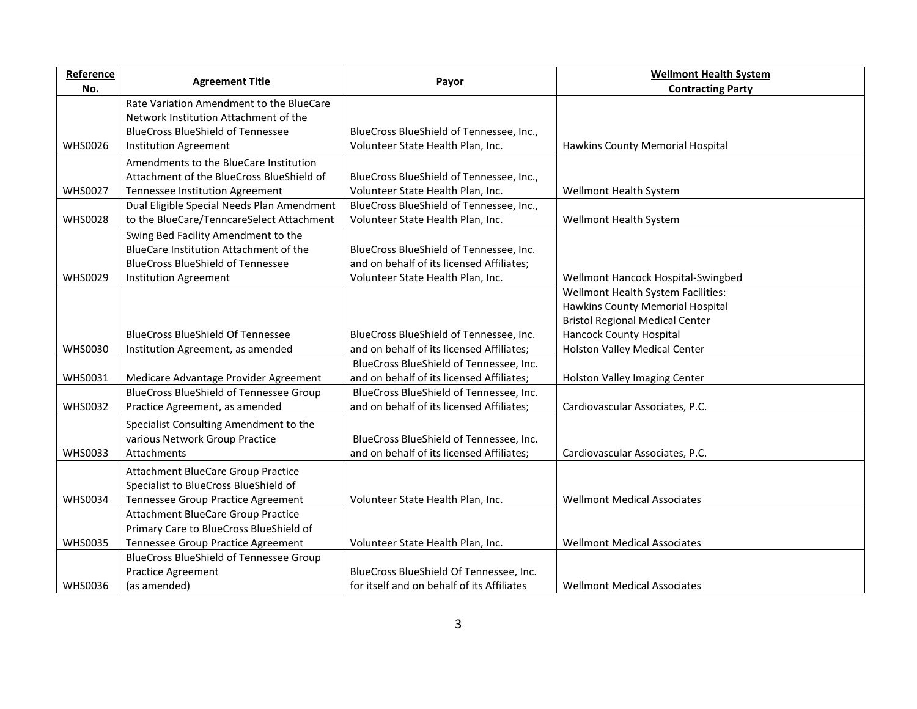| Reference No. | Agreement Title | Payor | Wellmont Health System Contracting Party |
|---|---|---|---|
| WHS0026 | Rate Variation Amendment to the BlueCare Network Institution Attachment of the BlueCross BlueShield of Tennessee Institution Agreement | BlueCross BlueShield of Tennessee, Inc., Volunteer State Health Plan, Inc. | Hawkins County Memorial Hospital |
| WHS0027 | Amendments to the BlueCare Institution Attachment of the BlueCross BlueShield of Tennessee Institution Agreement | BlueCross BlueShield of Tennessee, Inc., Volunteer State Health Plan, Inc. | Wellmont Health System |
| WHS0028 | Dual Eligible Special Needs Plan Amendment to the BlueCare/TenncareSelect Attachment | BlueCross BlueShield of Tennessee, Inc., Volunteer State Health Plan, Inc. | Wellmont Health System |
| WHS0029 | Swing Bed Facility Amendment to the BlueCare Institution Attachment of the BlueCross BlueShield of Tennessee Institution Agreement | BlueCross BlueShield of Tennessee, Inc. and on behalf of its licensed Affiliates; Volunteer State Health Plan, Inc. | Wellmont Hancock Hospital-Swingbed |
| WHS0030 | BlueCross BlueShield Of Tennessee Institution Agreement, as amended | BlueCross BlueShield of Tennessee, Inc. and on behalf of its licensed Affiliates; | Wellmont Health System Facilities: Hawkins County Memorial Hospital Bristol Regional Medical Center Hancock County Hospital Holston Valley Medical Center |
| WHS0031 | Medicare Advantage Provider Agreement | BlueCross BlueShield of Tennessee, Inc. and on behalf of its licensed Affiliates; | Holston Valley Imaging Center |
| WHS0032 | BlueCross BlueShield of Tennessee Group Practice Agreement, as amended | BlueCross BlueShield of Tennessee, Inc. and on behalf of its licensed Affiliates; | Cardiovascular Associates, P.C. |
| WHS0033 | Specialist Consulting Amendment to the various Network Group Practice Attachments | BlueCross BlueShield of Tennessee, Inc. and on behalf of its licensed Affiliates; | Cardiovascular Associates, P.C. |
| WHS0034 | Attachment BlueCare Group Practice Specialist to BlueCross BlueShield of Tennessee Group Practice Agreement | Volunteer State Health Plan, Inc. | Wellmont Medical Associates |
| WHS0035 | Attachment BlueCare Group Practice Primary Care to BlueCross BlueShield of Tennessee Group Practice Agreement | Volunteer State Health Plan, Inc. | Wellmont Medical Associates |
| WHS0036 | BlueCross BlueShield of Tennessee Group Practice Agreement (as amended) | BlueCross BlueShield Of Tennessee, Inc. for itself and on behalf of its Affiliates | Wellmont Medical Associates |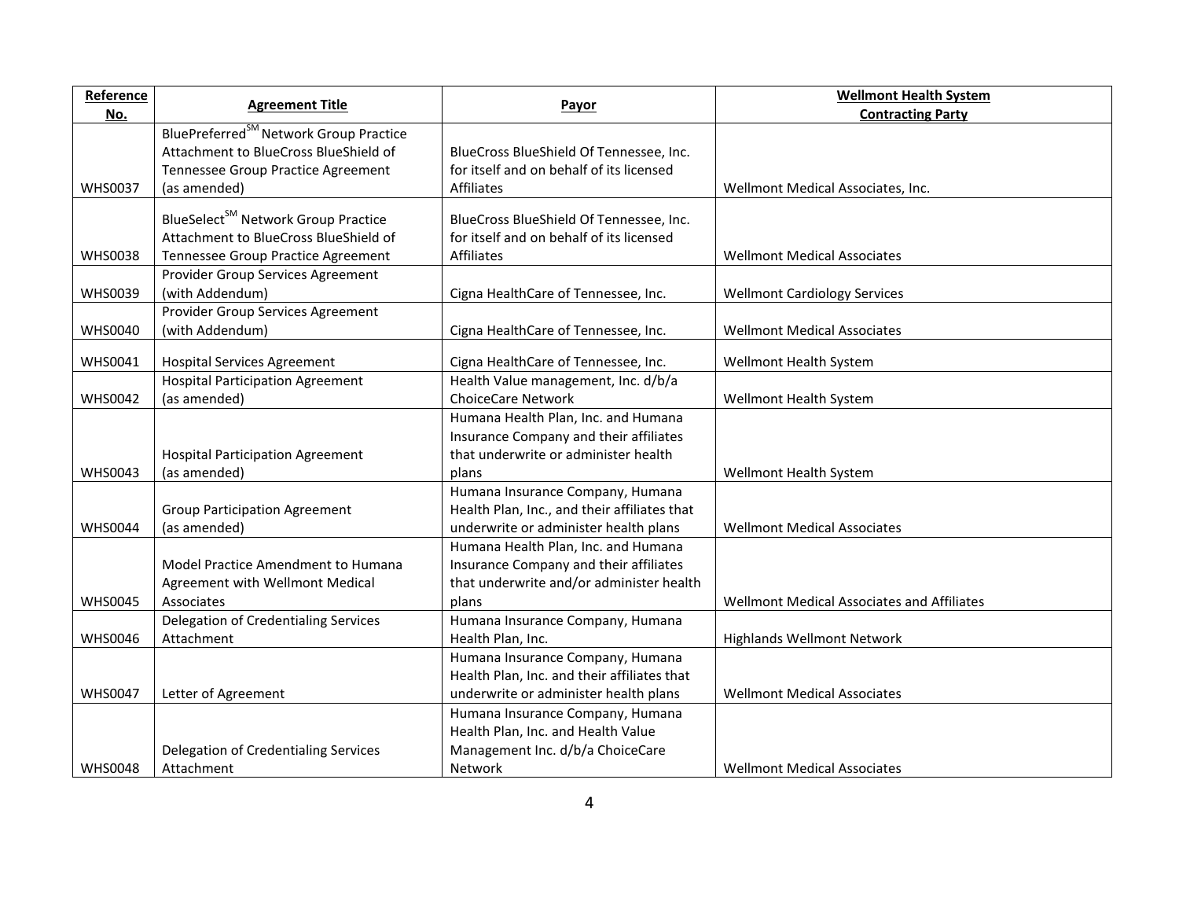| Reference No. | Agreement Title | Payor | Wellmont Health System Contracting Party |
|---|---|---|---|
| WHS0037 | BluePreferred[SM] Network Group Practice Attachment to BlueCross BlueShield of Tennessee Group Practice Agreement (as amended) | BlueCross BlueShield Of Tennessee, Inc. for itself and on behalf of its licensed Affiliates | Wellmont Medical Associates, Inc. |
| WHS0038 | BlueSelect[SM] Network Group Practice Attachment to BlueCross BlueShield of Tennessee Group Practice Agreement | BlueCross BlueShield Of Tennessee, Inc. for itself and on behalf of its licensed Affiliates | Wellmont Medical Associates |
| WHS0039 | Provider Group Services Agreement (with Addendum) | Cigna HealthCare of Tennessee, Inc. | Wellmont Cardiology Services |
| WHS0040 | Provider Group Services Agreement (with Addendum) | Cigna HealthCare of Tennessee, Inc. | Wellmont Medical Associates |
| WHS0041 | Hospital Services Agreement | Cigna HealthCare of Tennessee, Inc. | Wellmont Health System |
| WHS0042 | Hospital Participation Agreement (as amended) | Health Value management, Inc. d/b/a ChoiceCare Network | Wellmont Health System |
| WHS0043 | Hospital Participation Agreement (as amended) | Humana Health Plan, Inc. and Humana Insurance Company and their affiliates that underwrite or administer health plans | Wellmont Health System |
| WHS0044 | Group Participation Agreement (as amended) | Humana Insurance Company, Humana Health Plan, Inc., and their affiliates that underwrite or administer health plans | Wellmont Medical Associates |
| WHS0045 | Model Practice Amendment to Humana Agreement with Wellmont Medical Associates | Humana Health Plan, Inc. and Humana Insurance Company and their affiliates that underwrite and/or administer health plans | Wellmont Medical Associates and Affiliates |
| WHS0046 | Delegation of Credentialing Services Attachment | Humana Insurance Company, Humana Health Plan, Inc. | Highlands Wellmont Network |
| WHS0047 | Letter of Agreement | Humana Insurance Company, Humana Health Plan, Inc. and their affiliates that underwrite or administer health plans | Wellmont Medical Associates |
| WHS0048 | Delegation of Credentialing Services Attachment | Humana Insurance Company, Humana Health Plan, Inc. and Health Value Management Inc. d/b/a ChoiceCare Network | Wellmont Medical Associates |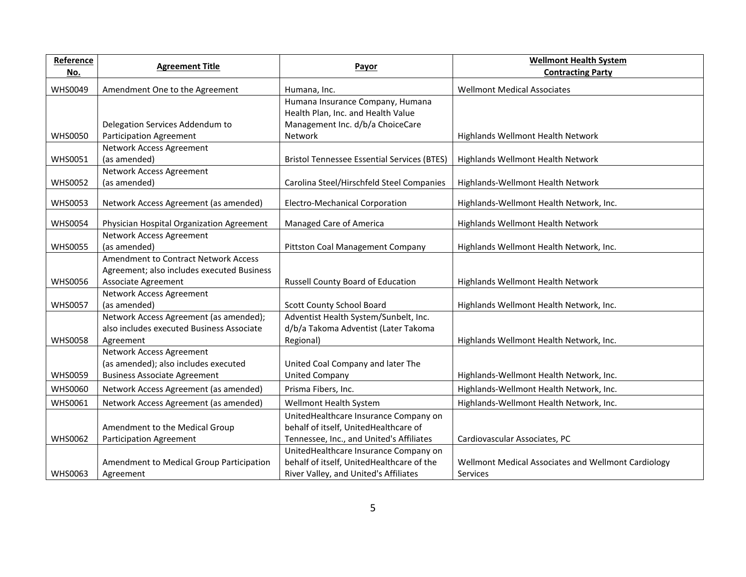| Reference No. | Agreement Title | Payor | Wellmont Health System Contracting Party |
|---|---|---|---|
| WHS0049 | Amendment One to the Agreement | Humana, Inc. | Wellmont Medical Associates |
| WHS0050 | Delegation Services Addendum to Participation Agreement | Humana Insurance Company, Humana Health Plan, Inc. and Health Value Management Inc. d/b/a ChoiceCare Network | Highlands Wellmont Health Network |
| WHS0051 | Network Access Agreement (as amended) | Bristol Tennessee Essential Services (BTES) | Highlands Wellmont Health Network |
| WHS0052 | Network Access Agreement (as amended) | Carolina Steel/Hirschfeld Steel Companies | Highlands-Wellmont Health Network |
| WHS0053 | Network Access Agreement (as amended) | Electro-Mechanical Corporation | Highlands-Wellmont Health Network, Inc. |
| WHS0054 | Physician Hospital Organization Agreement | Managed Care of America | Highlands Wellmont Health Network |
| WHS0055 | Network Access Agreement (as amended) | Pittston Coal Management Company | Highlands Wellmont Health Network, Inc. |
| WHS0056 | Amendment to Contract Network Access Agreement; also includes executed Business Associate Agreement | Russell County Board of Education | Highlands Wellmont Health Network |
| WHS0057 | Network Access Agreement (as amended) | Scott County School Board | Highlands Wellmont Health Network, Inc. |
| WHS0058 | Network Access Agreement (as amended); also includes executed Business Associate Agreement | Adventist Health System/Sunbelt, Inc. d/b/a Takoma Adventist (Later Takoma Regional) | Highlands Wellmont Health Network, Inc. |
| WHS0059 | Network Access Agreement (as amended); also includes executed Business Associate Agreement | United Coal Company and later The United Company | Highlands-Wellmont Health Network, Inc. |
| WHS0060 | Network Access Agreement (as amended) | Prisma Fibers, Inc. | Highlands-Wellmont Health Network, Inc. |
| WHS0061 | Network Access Agreement (as amended) | Wellmont Health System | Highlands-Wellmont Health Network, Inc. |
| WHS0062 | Amendment to the Medical Group Participation Agreement | UnitedHealthcare Insurance Company on behalf of itself, UnitedHealthcare of Tennessee, Inc., and United's Affiliates | Cardiovascular Associates, PC |
| WHS0063 | Amendment to Medical Group Participation Agreement | UnitedHealthcare Insurance Company on behalf of itself, UnitedHealthcare of the River Valley, and United's Affiliates | Wellmont Medical Associates and Wellmont Cardiology Services |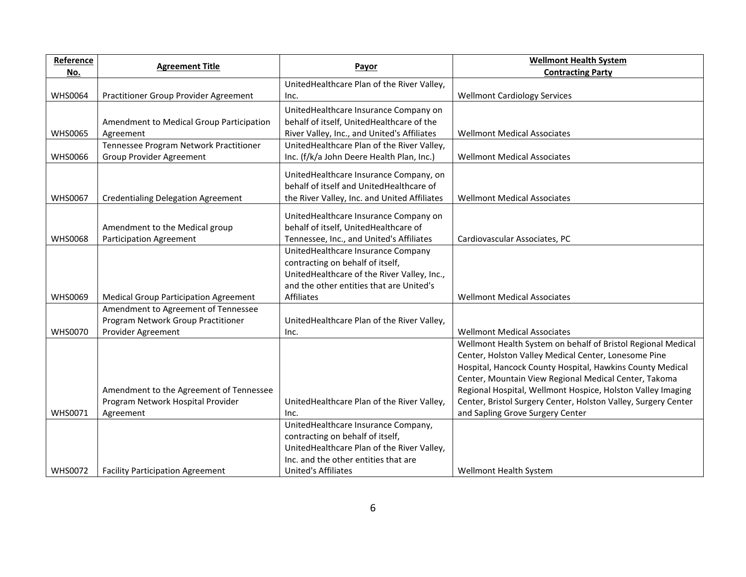| Reference No. | Agreement Title | Payor | Wellmont Health System Contracting Party |
|---|---|---|---|
| WHS0064 | Practitioner Group Provider Agreement | UnitedHealthcare Plan of the River Valley, Inc. | Wellmont Cardiology Services |
| WHS0065 | Amendment to Medical Group Participation Agreement | UnitedHealthcare Insurance Company on behalf of itself, UnitedHealthcare of the River Valley, Inc., and United's Affiliates | Wellmont Medical Associates |
| WHS0066 | Tennessee Program Network Practitioner Group Provider Agreement | UnitedHealthcare Plan of the River Valley, Inc. (f/k/a John Deere Health Plan, Inc.) | Wellmont Medical Associates |
| WHS0067 | Credentialing Delegation Agreement | UnitedHealthcare Insurance Company, on behalf of itself and UnitedHealthcare of the River Valley, Inc. and United Affiliates | Wellmont Medical Associates |
| WHS0068 | Amendment to the Medical group Participation Agreement | UnitedHealthcare Insurance Company on behalf of itself, UnitedHealthcare of Tennessee, Inc., and United's Affiliates | Cardiovascular Associates, PC |
| WHS0069 | Medical Group Participation Agreement | UnitedHealthcare Insurance Company contracting on behalf of itself, UnitedHealthcare of the River Valley, Inc., and the other entities that are United's Affiliates | Wellmont Medical Associates |
| WHS0070 | Amendment to Agreement of Tennessee Program Network Group Practitioner Provider Agreement | UnitedHealthcare Plan of the River Valley, Inc. | Wellmont Medical Associates |
| WHS0071 | Amendment to the Agreement of Tennessee Program Network Hospital Provider Agreement | UnitedHealthcare Plan of the River Valley, Inc. | Wellmont Health System on behalf of Bristol Regional Medical Center, Holston Valley Medical Center, Lonesome Pine Hospital, Hancock County Hospital, Hawkins County Medical Center, Mountain View Regional Medical Center, Takoma Regional Hospital, Wellmont Hospice, Holston Valley Imaging Center, Bristol Surgery Center, Holston Valley, Surgery Center and Sapling Grove Surgery Center |
| WHS0072 | Facility Participation Agreement | UnitedHealthcare Insurance Company, contracting on behalf of itself, UnitedHealthcare Plan of the River Valley, Inc. and the other entities that are United's Affiliates | Wellmont Health System |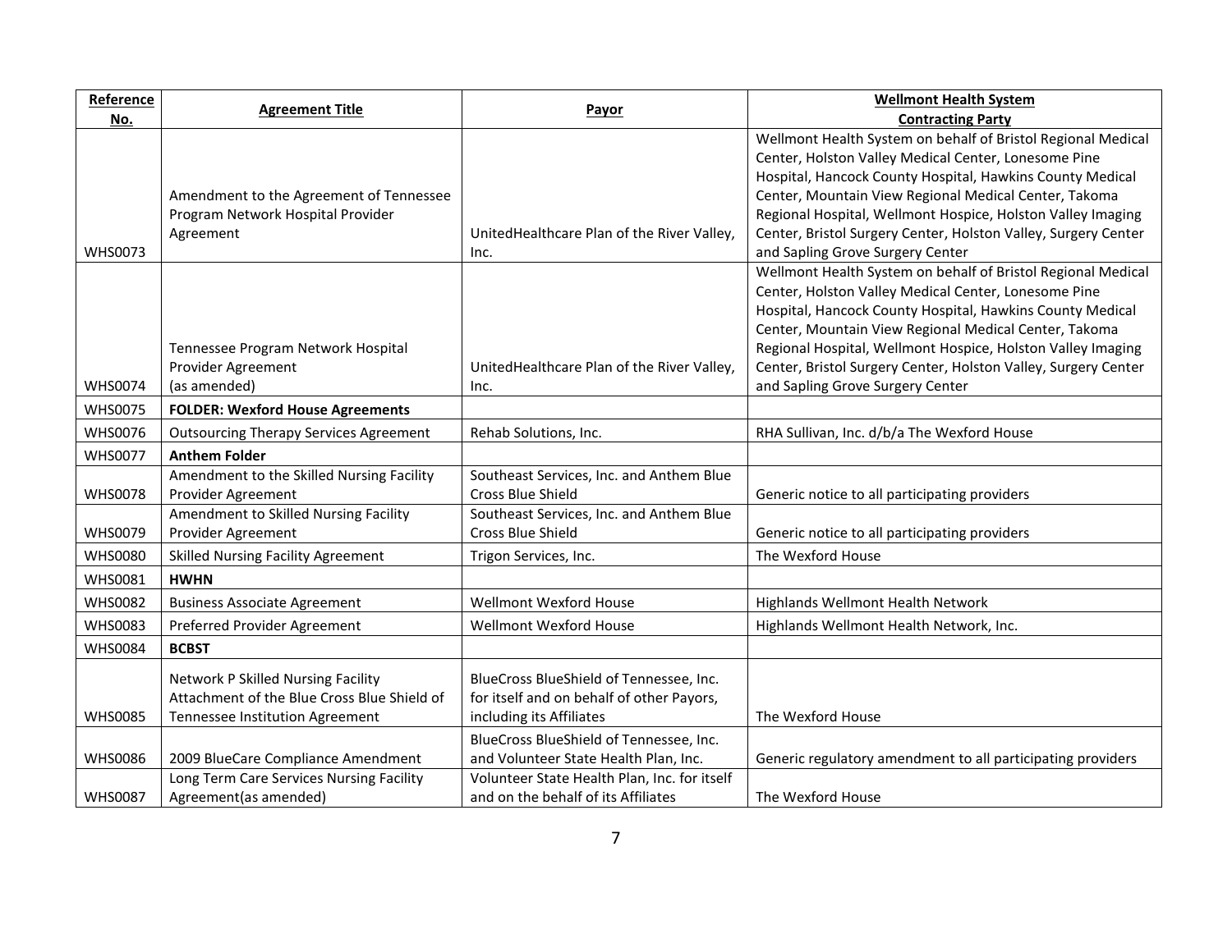| Reference No. | Agreement Title | Payor | Wellmont Health System Contracting Party |
|---|---|---|---|
| WHS0073 | Amendment to the Agreement of Tennessee Program Network Hospital Provider Agreement | UnitedHealthcare Plan of the River Valley, Inc. | Wellmont Health System on behalf of Bristol Regional Medical Center, Holston Valley Medical Center, Lonesome Pine Hospital, Hancock County Hospital, Hawkins County Medical Center, Mountain View Regional Medical Center, Takoma Regional Hospital, Wellmont Hospice, Holston Valley Imaging Center, Bristol Surgery Center, Holston Valley, Surgery Center and Sapling Grove Surgery Center |
| WHS0074 | Tennessee Program Network Hospital Provider Agreement (as amended) | UnitedHealthcare Plan of the River Valley, Inc. | Wellmont Health System on behalf of Bristol Regional Medical Center, Holston Valley Medical Center, Lonesome Pine Hospital, Hancock County Hospital, Hawkins County Medical Center, Mountain View Regional Medical Center, Takoma Regional Hospital, Wellmont Hospice, Holston Valley Imaging Center, Bristol Surgery Center, Holston Valley, Surgery Center and Sapling Grove Surgery Center |
| WHS0075 | **FOLDER: Wexford House Agreements** | | |
| WHS0076 | Outsourcing Therapy Services Agreement | Rehab Solutions, Inc. | RHA Sullivan, Inc. d/b/a The Wexford House |
| WHS0077 | **Anthem Folder** | | |
| WHS0078 | Amendment to the Skilled Nursing Facility Provider Agreement | Southeast Services, Inc. and Anthem Blue Cross Blue Shield | Generic notice to all participating providers |
| WHS0079 | Amendment to Skilled Nursing Facility Provider Agreement | Southeast Services, Inc. and Anthem Blue Cross Blue Shield | Generic notice to all participating providers |
| WHS0080 | Skilled Nursing Facility Agreement | Trigon Services, Inc. | The Wexford House |
| WHS0081 | **HWHN** | | |
| WHS0082 | Business Associate Agreement | Wellmont Wexford House | Highlands Wellmont Health Network |
| WHS0083 | Preferred Provider Agreement | Wellmont Wexford House | Highlands Wellmont Health Network, Inc. |
| WHS0084 | **BCBST** | | |
| WHS0085 | Network P Skilled Nursing Facility Attachment of the Blue Cross Blue Shield of Tennessee Institution Agreement | BlueCross BlueShield of Tennessee, Inc. for itself and on behalf of other Payors, including its Affiliates | The Wexford House |
| WHS0086 | 2009 BlueCare Compliance Amendment | BlueCross BlueShield of Tennessee, Inc. and Volunteer State Health Plan, Inc. | Generic regulatory amendment to all participating providers |
| WHS0087 | Long Term Care Services Nursing Facility Agreement(as amended) | Volunteer State Health Plan, Inc. for itself and on the behalf of its Affiliates | The Wexford House |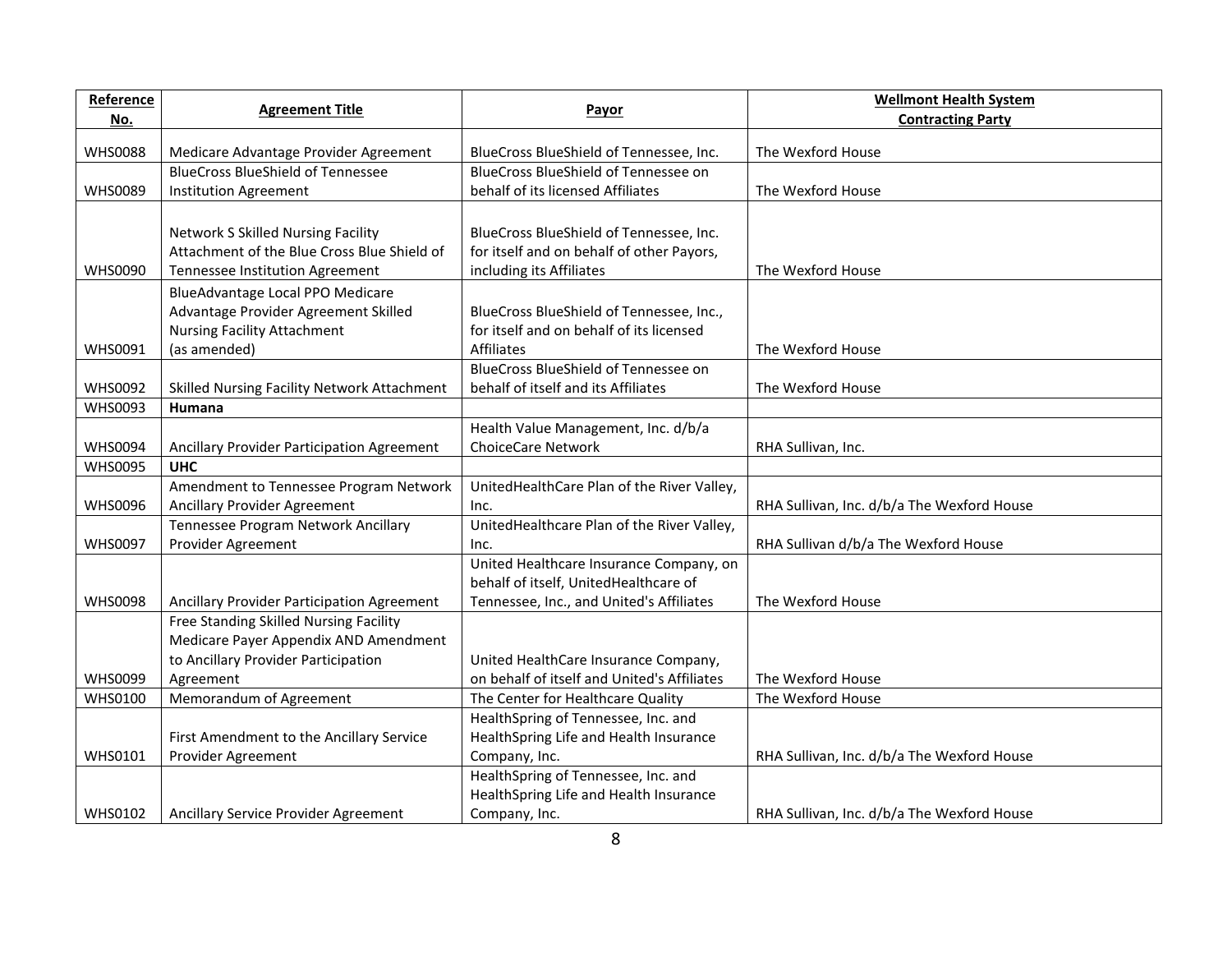| Reference No. | Agreement Title | Payor | Wellmont Health System Contracting Party |
| --- | --- | --- | --- |
| WHS0088 | Medicare Advantage Provider Agreement | BlueCross BlueShield of Tennessee, Inc. | The Wexford House |
| WHS0089 | BlueCross BlueShield of Tennessee Institution Agreement | BlueCross BlueShield of Tennessee on behalf of its licensed Affiliates | The Wexford House |
| WHS0090 | Network S Skilled Nursing Facility Attachment of the Blue Cross Blue Shield of Tennessee Institution Agreement | BlueCross BlueShield of Tennessee, Inc. for itself and on behalf of other Payors, including its Affiliates | The Wexford House |
| WHS0091 | BlueAdvantage Local PPO Medicare Advantage Provider Agreement Skilled Nursing Facility Attachment (as amended) | BlueCross BlueShield of Tennessee, Inc., for itself and on behalf of its licensed Affiliates | The Wexford House |
| WHS0092 | Skilled Nursing Facility Network Attachment | BlueCross BlueShield of Tennessee on behalf of itself and its Affiliates | The Wexford House |
| WHS0093 | **Humana** | | |
| WHS0094 | Ancillary Provider Participation Agreement | Health Value Management, Inc. d/b/a ChoiceCare Network | RHA Sullivan, Inc. |
| WHS0095 | **UHC** | | |
| WHS0096 | Amendment to Tennessee Program Network Ancillary Provider Agreement | UnitedHealthCare Plan of the River Valley, Inc. | RHA Sullivan, Inc. d/b/a The Wexford House |
| WHS0097 | Tennessee Program Network Ancillary Provider Agreement | UnitedHealthcare Plan of the River Valley, Inc. | RHA Sullivan d/b/a The Wexford House |
| WHS0098 | Ancillary Provider Participation Agreement | United Healthcare Insurance Company, on behalf of itself, UnitedHealthcare of Tennessee, Inc., and United's Affiliates | The Wexford House |
| WHS0099 | Free Standing Skilled Nursing Facility Medicare Payer Appendix AND Amendment to Ancillary Provider Participation Agreement | United HealthCare Insurance Company, on behalf of itself and United's Affiliates | The Wexford House |
| WHS0100 | Memorandum of Agreement | The Center for Healthcare Quality | The Wexford House |
| WHS0101 | First Amendment to the Ancillary Service Provider Agreement | HealthSpring of Tennessee, Inc. and HealthSpring Life and Health Insurance Company, Inc. | RHA Sullivan, Inc. d/b/a The Wexford House |
| WHS0102 | Ancillary Service Provider Agreement | HealthSpring of Tennessee, Inc. and HealthSpring Life and Health Insurance Company, Inc. | RHA Sullivan, Inc. d/b/a The Wexford House |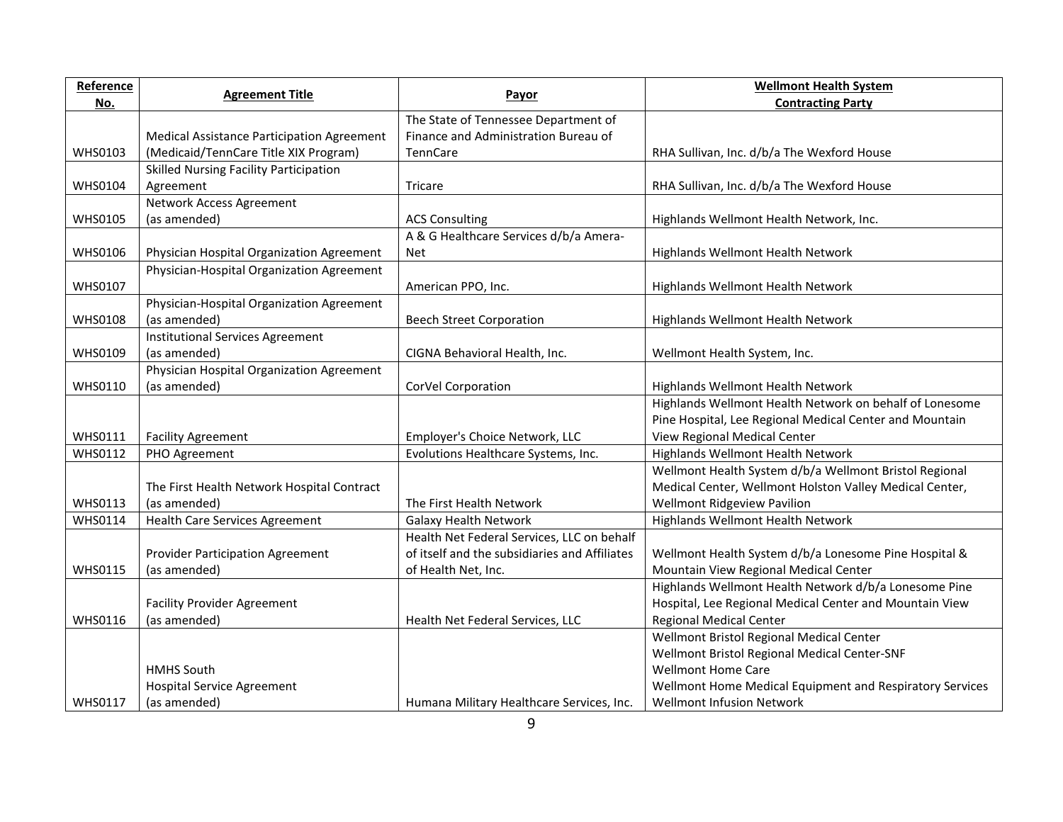| Reference No. | Agreement Title | Payor | Wellmont Health System Contracting Party |
|---|---|---|---|
| WHS0103 | Medical Assistance Participation Agreement (Medicaid/TennCare Title XIX Program) | The State of Tennessee Department of Finance and Administration Bureau of TennCare | RHA Sullivan, Inc. d/b/a The Wexford House |
| WHS0104 | Skilled Nursing Facility Participation Agreement | Tricare | RHA Sullivan, Inc. d/b/a The Wexford House |
| WHS0105 | Network Access Agreement (as amended) | ACS Consulting | Highlands Wellmont Health Network, Inc. |
| WHS0106 | Physician Hospital Organization Agreement | A & G Healthcare Services d/b/a Amera-Net | Highlands Wellmont Health Network |
| WHS0107 | Physician-Hospital Organization Agreement | American PPO, Inc. | Highlands Wellmont Health Network |
| WHS0108 | Physician-Hospital Organization Agreement (as amended) | Beech Street Corporation | Highlands Wellmont Health Network |
| WHS0109 | Institutional Services Agreement (as amended) | CIGNA Behavioral Health, Inc. | Wellmont Health System, Inc. |
| WHS0110 | Physician Hospital Organization Agreement (as amended) | CorVel Corporation | Highlands Wellmont Health Network |
| WHS0111 | Facility Agreement | Employer's Choice Network, LLC | Highlands Wellmont Health Network on behalf of Lonesome Pine Hospital, Lee Regional Medical Center and Mountain View Regional Medical Center |
| WHS0112 | PHO Agreement | Evolutions Healthcare Systems, Inc. | Highlands Wellmont Health Network |
| WHS0113 | The First Health Network Hospital Contract (as amended) | The First Health Network | Wellmont Health System d/b/a Wellmont Bristol Regional Medical Center, Wellmont Holston Valley Medical Center, Wellmont Ridgeview Pavilion |
| WHS0114 | Health Care Services Agreement | Galaxy Health Network | Highlands Wellmont Health Network |
| WHS0115 | Provider Participation Agreement (as amended) | Health Net Federal Services, LLC on behalf of itself and the subsidiaries and Affiliates of Health Net, Inc. | Wellmont Health System d/b/a Lonesome Pine Hospital & Mountain View Regional Medical Center |
| WHS0116 | Facility Provider Agreement (as amended) | Health Net Federal Services, LLC | Highlands Wellmont Health Network d/b/a Lonesome Pine Hospital, Lee Regional Medical Center and Mountain View Regional Medical Center |
| WHS0117 | HMHS South Hospital Service Agreement (as amended) | Humana Military Healthcare Services, Inc. | Wellmont Bristol Regional Medical Center<br>Wellmont Bristol Regional Medical Center-SNF<br>Wellmont Home Care<br>Wellmont Home Medical Equipment and Respiratory Services<br>Wellmont Infusion Network |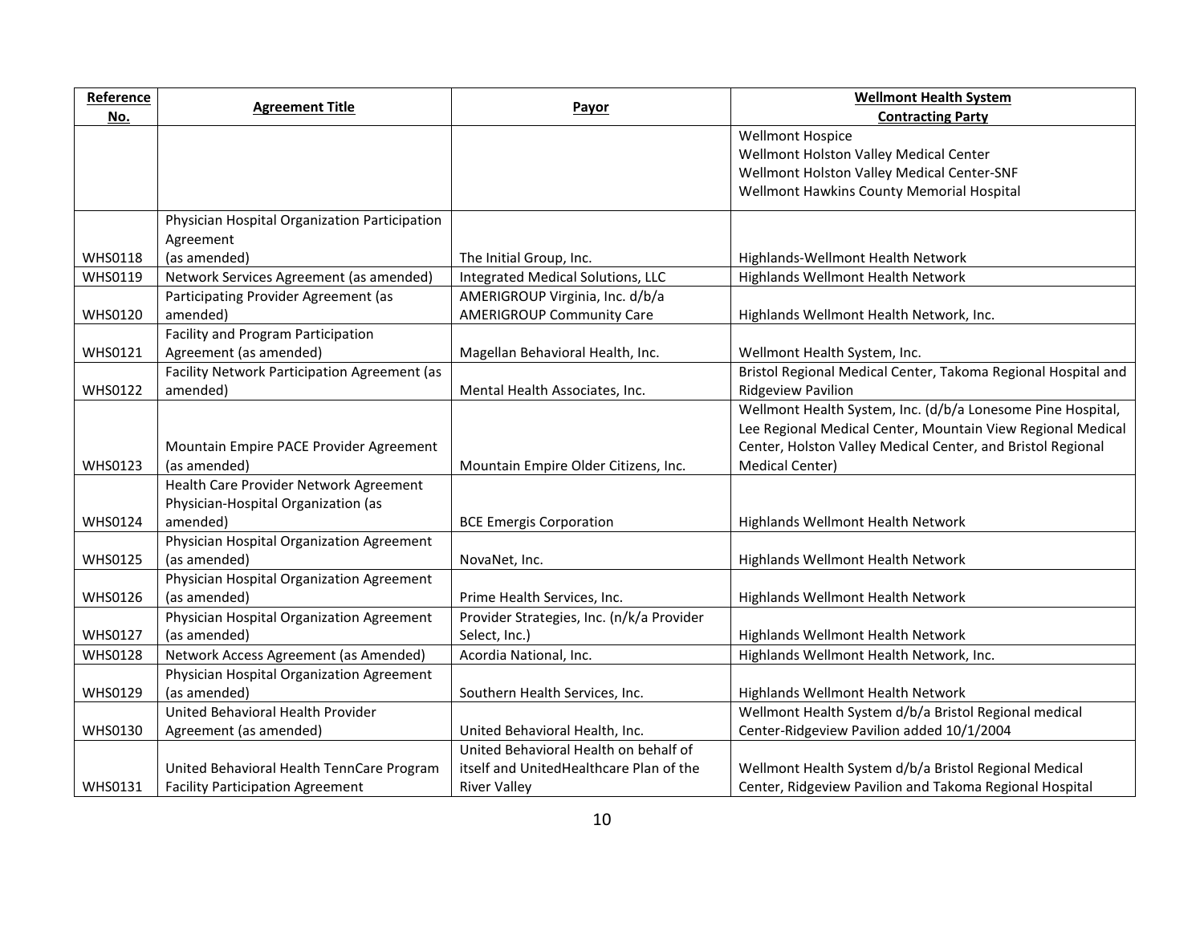| Reference No. | Agreement Title | Payor | Wellmont Health System Contracting Party |
|---|---|---|---|
| | | | Wellmont Hospice<br>Wellmont Holston Valley Medical Center<br>Wellmont Holston Valley Medical Center-SNF<br>Wellmont Hawkins County Memorial Hospital |
| WHS0118 | Physician Hospital Organization Participation Agreement (as amended) | The Initial Group, Inc. | Highlands-Wellmont Health Network |
| WHS0119 | Network Services Agreement (as amended) | Integrated Medical Solutions, LLC | Highlands Wellmont Health Network |
| WHS0120 | Participating Provider Agreement (as amended) | AMERIGROUP Virginia, Inc. d/b/a AMERIGROUP Community Care | Highlands Wellmont Health Network, Inc. |
| WHS0121 | Facility and Program Participation Agreement (as amended) | Magellan Behavioral Health, Inc. | Wellmont Health System, Inc. |
| WHS0122 | Facility Network Participation Agreement (as amended) | Mental Health Associates, Inc. | Bristol Regional Medical Center, Takoma Regional Hospital and Ridgeview Pavilion |
| WHS0123 | Mountain Empire PACE Provider Agreement (as amended) | Mountain Empire Older Citizens, Inc. | Wellmont Health System, Inc. (d/b/a Lonesome Pine Hospital, Lee Regional Medical Center, Mountain View Regional Medical Center, Holston Valley Medical Center, and Bristol Regional Medical Center) |
| WHS0124 | Health Care Provider Network Agreement Physician-Hospital Organization (as amended) | BCE Emergis Corporation | Highlands Wellmont Health Network |
| WHS0125 | Physician Hospital Organization Agreement (as amended) | NovaNet, Inc. | Highlands Wellmont Health Network |
| WHS0126 | Physician Hospital Organization Agreement (as amended) | Prime Health Services, Inc. | Highlands Wellmont Health Network |
| WHS0127 | Physician Hospital Organization Agreement (as amended) | Provider Strategies, Inc. (n/k/a Provider Select, Inc.) | Highlands Wellmont Health Network |
| WHS0128 | Network Access Agreement (as Amended) | Acordia National, Inc. | Highlands Wellmont Health Network, Inc. |
| WHS0129 | Physician Hospital Organization Agreement (as amended) | Southern Health Services, Inc. | Highlands Wellmont Health Network |
| WHS0130 | United Behavioral Health Provider Agreement (as amended) | United Behavioral Health, Inc. | Wellmont Health System d/b/a Bristol Regional medical Center-Ridgeview Pavilion added 10/1/2004 |
| WHS0131 | United Behavioral Health TennCare Program Facility Participation Agreement | United Behavioral Health on behalf of itself and UnitedHealthcare Plan of the River Valley | Wellmont Health System d/b/a Bristol Regional Medical Center, Ridgeview Pavilion and Takoma Regional Hospital |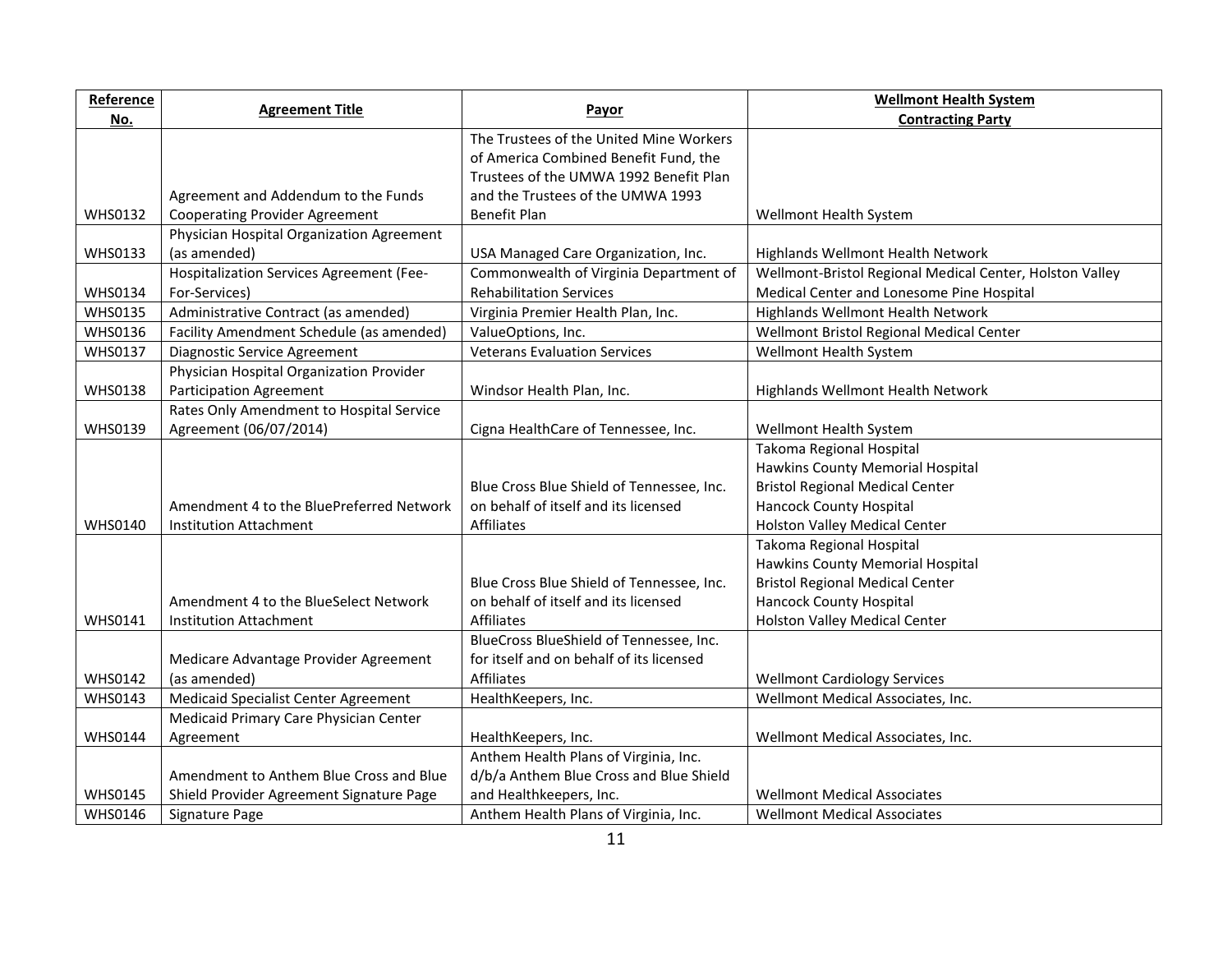| Reference No. | Agreement Title | Payor | Wellmont Health System Contracting Party |
|---|---|---|---|
| WHS0132 | Agreement and Addendum to the Funds Cooperating Provider Agreement | The Trustees of the United Mine Workers of America Combined Benefit Fund, the Trustees of the UMWA 1992 Benefit Plan and the Trustees of the UMWA 1993 Benefit Plan | Wellmont Health System |
| WHS0133 | Physician Hospital Organization Agreement (as amended) | USA Managed Care Organization, Inc. | Highlands Wellmont Health Network |
| WHS0134 | Hospitalization Services Agreement (Fee-For-Services) | Commonwealth of Virginia Department of Rehabilitation Services | Wellmont-Bristol Regional Medical Center, Holston Valley Medical Center and Lonesome Pine Hospital |
| WHS0135 | Administrative Contract (as amended) | Virginia Premier Health Plan, Inc. | Highlands Wellmont Health Network |
| WHS0136 | Facility Amendment Schedule (as amended) | ValueOptions, Inc. | Wellmont Bristol Regional Medical Center |
| WHS0137 | Diagnostic Service Agreement | Veterans Evaluation Services | Wellmont Health System |
| WHS0138 | Physician Hospital Organization Provider Participation Agreement | Windsor Health Plan, Inc. | Highlands Wellmont Health Network |
| WHS0139 | Rates Only Amendment to Hospital Service Agreement (06/07/2014) | Cigna HealthCare of Tennessee, Inc. | Wellmont Health System |
| WHS0140 | Amendment 4 to the BluePreferred Network Institution Attachment | Blue Cross Blue Shield of Tennessee, Inc. on behalf of itself and its licensed Affiliates | Takoma Regional Hospital<br>Hawkins County Memorial Hospital<br>Bristol Regional Medical Center<br>Hancock County Hospital<br>Holston Valley Medical Center |
| WHS0141 | Amendment 4 to the BlueSelect Network Institution Attachment | Blue Cross Blue Shield of Tennessee, Inc. on behalf of itself and its licensed Affiliates | Takoma Regional Hospital<br>Hawkins County Memorial Hospital<br>Bristol Regional Medical Center<br>Hancock County Hospital<br>Holston Valley Medical Center |
| WHS0142 | Medicare Advantage Provider Agreement (as amended) | BlueCross BlueShield of Tennessee, Inc. for itself and on behalf of its licensed Affiliates | Wellmont Cardiology Services |
| WHS0143 | Medicaid Specialist Center Agreement | HealthKeepers, Inc. | Wellmont Medical Associates, Inc. |
| WHS0144 | Medicaid Primary Care Physician Center Agreement | HealthKeepers, Inc. | Wellmont Medical Associates, Inc. |
| WHS0145 | Amendment to Anthem Blue Cross and Blue Shield Provider Agreement Signature Page | Anthem Health Plans of Virginia, Inc. d/b/a Anthem Blue Cross and Blue Shield and Healthkeepers, Inc. | Wellmont Medical Associates |
| WHS0146 | Signature Page | Anthem Health Plans of Virginia, Inc. | Wellmont Medical Associates |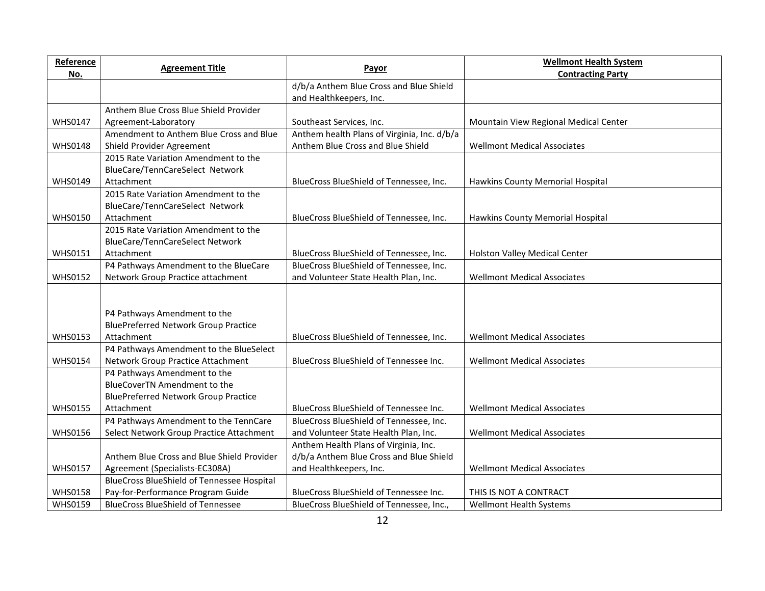| Reference No. | Agreement Title | Payor | Wellmont Health System Contracting Party |
|---|---|---|---|
| | | d/b/a Anthem Blue Cross and Blue Shield and Healthkeepers, Inc. | |
| WHS0147 | Anthem Blue Cross Blue Shield Provider Agreement-Laboratory | Southeast Services, Inc. | Mountain View Regional Medical Center |
| WHS0148 | Amendment to Anthem Blue Cross and Blue Shield Provider Agreement | Anthem health Plans of Virginia, Inc. d/b/a Anthem Blue Cross and Blue Shield | Wellmont Medical Associates |
| WHS0149 | 2015 Rate Variation Amendment to the BlueCare/TennCareSelect Network Attachment | BlueCross BlueShield of Tennessee, Inc. | Hawkins County Memorial Hospital |
| WHS0150 | 2015 Rate Variation Amendment to the BlueCare/TennCareSelect Network Attachment | BlueCross BlueShield of Tennessee, Inc. | Hawkins County Memorial Hospital |
| WHS0151 | 2015 Rate Variation Amendment to the BlueCare/TennCareSelect Network Attachment | BlueCross BlueShield of Tennessee, Inc. | Holston Valley Medical Center |
| WHS0152 | P4 Pathways Amendment to the BlueCare Network Group Practice attachment | BlueCross BlueShield of Tennessee, Inc. and Volunteer State Health Plan, Inc. | Wellmont Medical Associates |
| WHS0153 | P4 Pathways Amendment to the BluePreferred Network Group Practice Attachment | BlueCross BlueShield of Tennessee, Inc. | Wellmont Medical Associates |
| WHS0154 | P4 Pathways Amendment to the BlueSelect Network Group Practice Attachment | BlueCross BlueShield of Tennessee Inc. | Wellmont Medical Associates |
| WHS0155 | P4 Pathways Amendment to the BlueCoverTN Amendment to the BluePreferred Network Group Practice Attachment | BlueCross BlueShield of Tennessee Inc. | Wellmont Medical Associates |
| WHS0156 | P4 Pathways Amendment to the TennCare Select Network Group Practice Attachment | BlueCross BlueShield of Tennessee, Inc. and Volunteer State Health Plan, Inc. | Wellmont Medical Associates |
| WHS0157 | Anthem Blue Cross and Blue Shield Provider Agreement (Specialists-EC308A) | Anthem Health Plans of Virginia, Inc. d/b/a Anthem Blue Cross and Blue Shield and Healthkeepers, Inc. | Wellmont Medical Associates |
| WHS0158 | BlueCross BlueShield of Tennessee Hospital Pay-for-Performance Program Guide | BlueCross BlueShield of Tennessee Inc. | THIS IS NOT A CONTRACT |
| WHS0159 | BlueCross BlueShield of Tennessee | BlueCross BlueShield of Tennessee, Inc., | Wellmont Health Systems |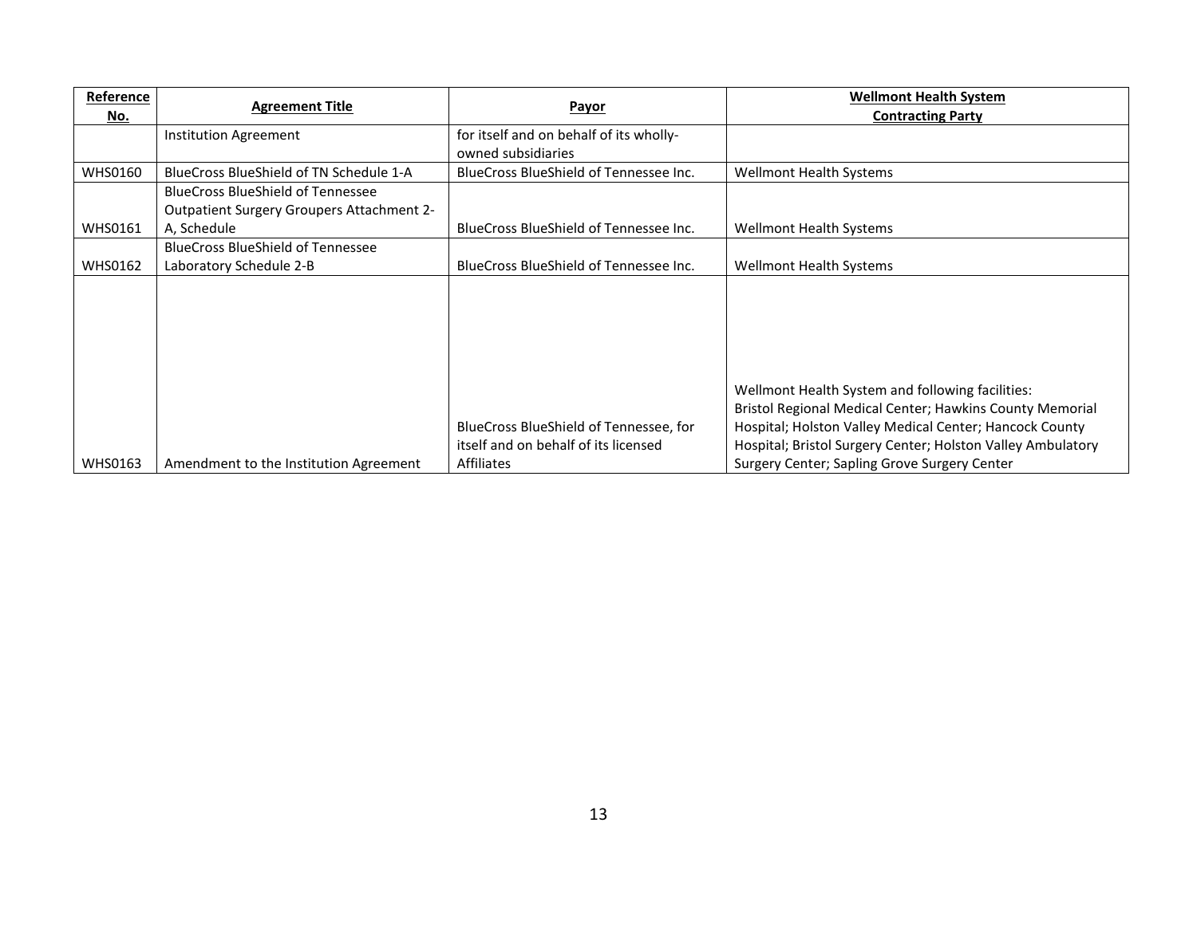| Reference No. | Agreement Title | Payor | Wellmont Health System Contracting Party |
|---|---|---|---|
| | Institution Agreement | for itself and on behalf of its wholly-owned subsidiaries | |
| WHS0160 | BlueCross BlueShield of TN Schedule 1-A | BlueCross BlueShield of Tennessee Inc. | Wellmont Health Systems |
| WHS0161 | BlueCross BlueShield of Tennessee Outpatient Surgery Groupers Attachment 2-A, Schedule | BlueCross BlueShield of Tennessee Inc. | Wellmont Health Systems |
| WHS0162 | BlueCross BlueShield of Tennessee Laboratory Schedule 2-B | BlueCross BlueShield of Tennessee Inc. | Wellmont Health Systems |
| WHS0163 | Amendment to the Institution Agreement | BlueCross BlueShield of Tennessee, for itself and on behalf of its licensed Affiliates | Wellmont Health System and following facilities: Bristol Regional Medical Center; Hawkins County Memorial Hospital; Holston Valley Medical Center; Hancock County Hospital; Bristol Surgery Center; Holston Valley Ambulatory Surgery Center; Sapling Grove Surgery Center |